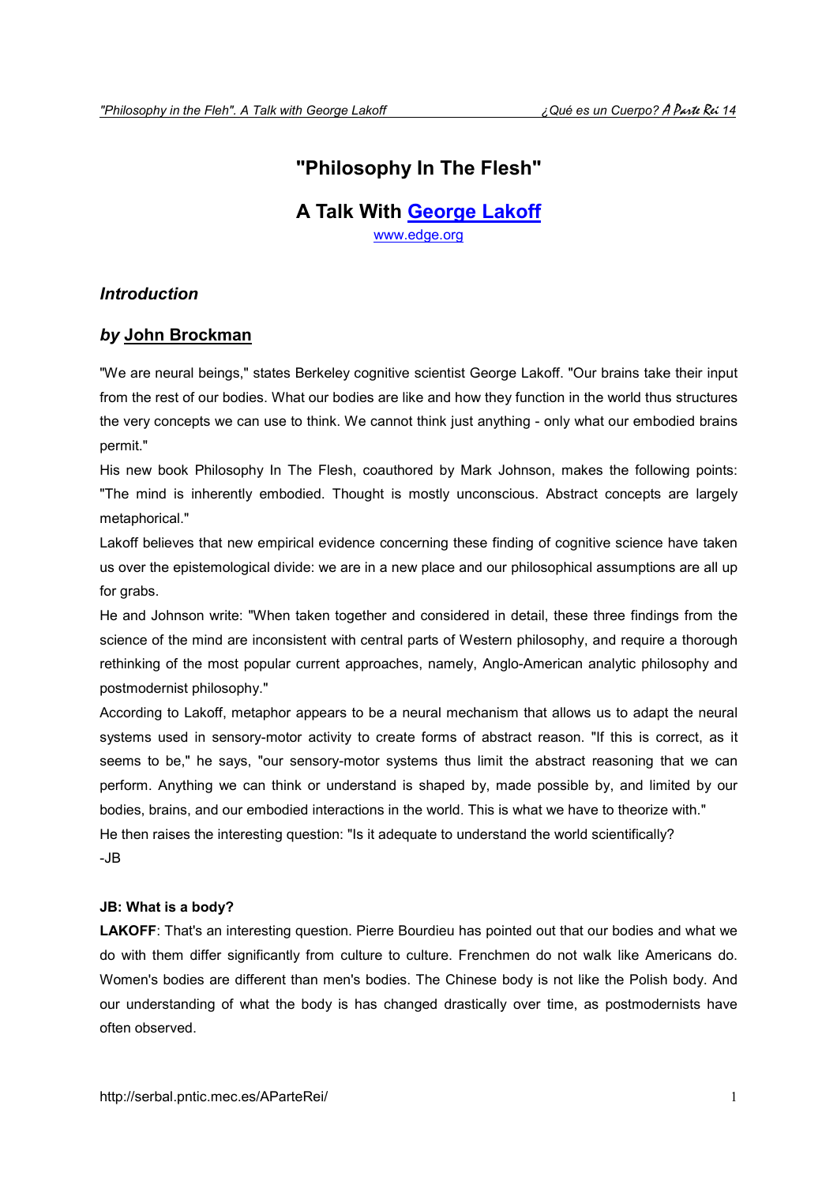# "Philosophy In The Flesh"

## A Talk With George Lakoff

www.edge.org

### *Introduction*

### *by* John Brockman

"We are neural beings," states Berkeley cognitive scientist George Lakoff. "Our brains take their input from the rest of our bodies. What our bodies are like and how they function in the world thus structures the very concepts we can use to think. We cannot think just anything - only what our embodied brains permit."

His new book Philosophy In The Flesh, coauthored by Mark Johnson, makes the following points: "The mind is inherently embodied. Thought is mostly unconscious. Abstract concepts are largely metaphorical."

Lakoff believes that new empirical evidence concerning these finding of cognitive science have taken us over the epistemological divide: we are in a new place and our philosophical assumptions are all up for grabs.

He and Johnson write: "When taken together and considered in detail, these three findings from the science of the mind are inconsistent with central parts of Western philosophy, and require a thorough rethinking of the most popular current approaches, namely, Anglo-American analytic philosophy and postmodernist philosophy."

According to Lakoff, metaphor appears to be a neural mechanism that allows us to adapt the neural systems used in sensory-motor activity to create forms of abstract reason. "If this is correct, as it seems to be," he says, "our sensory-motor systems thus limit the abstract reasoning that we can perform. Anything we can think or understand is shaped by, made possible by, and limited by our bodies, brains, and our embodied interactions in the world. This is what we have to theorize with."

He then raises the interesting question: "Is it adequate to understand the world scientifically?

-JB

**JB: What is a body?**

**LAKOFF**: That's an interesting question. Pierre Bourdieu has pointed out that our bodies and what we do with them differ significantly from culture to culture. Frenchmen do not walk like Americans do. Women's bodies are different than men's bodies. The Chinese body is not like the Polish body. And our understanding of what the body is has changed drastically over time, as postmodernists have often observed.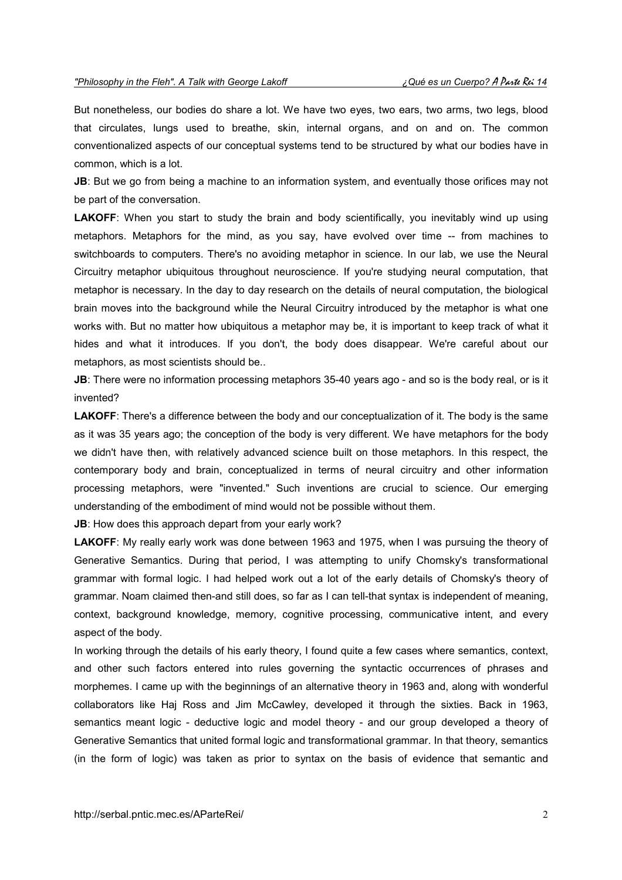But nonetheless, our bodies do share a lot. We have two eyes, two ears, two arms, two legs, blood that circulates, lungs used to breathe, skin, internal organs, and on and on. The common conventionalized aspects of our conceptual systems tend to be structured by what our bodies have in common, which is a lot.

**JB**: But we go from being a machine to an information system, and eventually those orifices may not be part of the conversation.

**LAKOFF**: When you start to study the brain and body scientifically, you inevitably wind up using metaphors. Metaphors for the mind, as you say, have evolved over time -- from machines to switchboards to computers. There's no avoiding metaphor in science. In our lab, we use the Neural Circuitry metaphor ubiquitous throughout neuroscience. If you're studying neural computation, that metaphor is necessary. In the day to day research on the details of neural computation, the biological brain moves into the background while the Neural Circuitry introduced by the metaphor is what one works with. But no matter how ubiquitous a metaphor may be, it is important to keep track of what it hides and what it introduces. If you don't, the body does disappear. We're careful about our metaphors, as most scientists should be..

**JB**: There were no information processing metaphors 35-40 years ago - and so is the body real, or is it invented?

**LAKOFF**: There's a difference between the body and our conceptualization of it. The body is the same as it was 35 years ago; the conception of the body is very different. We have metaphors for the body we didn't have then, with relatively advanced science built on those metaphors. In this respect, the contemporary body and brain, conceptualized in terms of neural circuitry and other information processing metaphors, were "invented." Such inventions are crucial to science. Our emerging understanding of the embodiment of mind would not be possible without them.

**JB**: How does this approach depart from your early work?

**LAKOFF**: My really early work was done between 1963 and 1975, when I was pursuing the theory of Generative Semantics. During that period, I was attempting to unify Chomsky's transformational grammar with formal logic. I had helped work out a lot of the early details of Chomsky's theory of grammar. Noam claimed then-and still does, so far as I can tell-that syntax is independent of meaning, context, background knowledge, memory, cognitive processing, communicative intent, and every aspect of the body.

In working through the details of his early theory, I found quite a few cases where semantics, context, and other such factors entered into rules governing the syntactic occurrences of phrases and morphemes. I came up with the beginnings of an alternative theory in 1963 and, along with wonderful collaborators like Haj Ross and Jim McCawley, developed it through the sixties. Back in 1963, semantics meant logic - deductive logic and model theory - and our group developed a theory of Generative Semantics that united formal logic and transformational grammar. In that theory, semantics (in the form of logic) was taken as prior to syntax on the basis of evidence that semantic and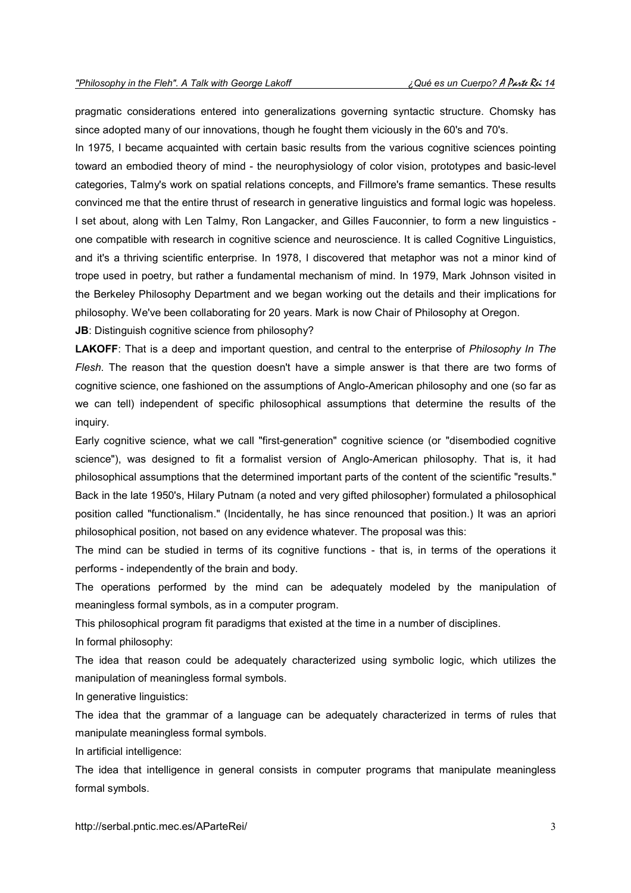pragmatic considerations entered into generalizations governing syntactic structure. Chomsky has since adopted many of our innovations, though he fought them viciously in the 60's and 70's.

In 1975, I became acquainted with certain basic results from the various cognitive sciences pointing toward an embodied theory of mind - the neurophysiology of color vision, prototypes and basic-level categories, Talmy's work on spatial relations concepts, and Fillmore's frame semantics. These results convinced me that the entire thrust of research in generative linguistics and formal logic was hopeless. I set about, along with Len Talmy, Ron Langacker, and Gilles Fauconnier, to form a new linguistics - one compatible with research in cognitive science and neuroscience. It is called Cognitive Linguistics, and it's a thriving scientific enterprise. In 1978, I discovered that metaphor was not a minor kind of trope used in poetry, but rather a fundamental mechanism of mind. In 1979, Mark Johnson visited in the Berkeley Philosophy Department and we began working out the details and their implications for philosophy. We've been collaborating for 20 years. Mark is now Chair of Philosophy at Oregon.

**JB**: Distinguish cognitive science from philosophy?

**LAKOFF**: That is a deep and important question, and central to the enterprise of *Philosophy In The Flesh*. The reason that the question doesn't have a simple answer is that there are two forms of cognitive science, one fashioned on the assumptions of Anglo-American philosophy and one (so far as we can tell) independent of specific philosophical assumptions that determine the results of the inquiry.

Early cognitive science, what we call "first-generation" cognitive science (or "disembodied cognitive science"), was designed to fit a formalist version of Anglo-American philosophy. That is, it had philosophical assumptions that the determined important parts of the content of the scientific "results." Back in the late 1950's, Hilary Putnam (a noted and very gifted philosopher) formulated a philosophical position called "functionalism." (Incidentally, he has since renounced that position.) It was an apriori philosophical position, not based on any evidence whatever. The proposal was this:

The mind can be studied in terms of its cognitive functions - that is, in terms of the operations it performs - independently of the brain and body.

The operations performed by the mind can be adequately modeled by the manipulation of meaningless formal symbols, as in a computer program.

This philosophical program fit paradigms that existed at the time in a number of disciplines.

In formal philosophy:

The idea that reason could be adequately characterized using symbolic logic, which utilizes the manipulation of meaningless formal symbols.

In generative linguistics:

The idea that the grammar of a language can be adequately characterized in terms of rules that manipulate meaningless formal symbols.

In artificial intelligence:

The idea that intelligence in general consists in computer programs that manipulate meaningless formal symbols.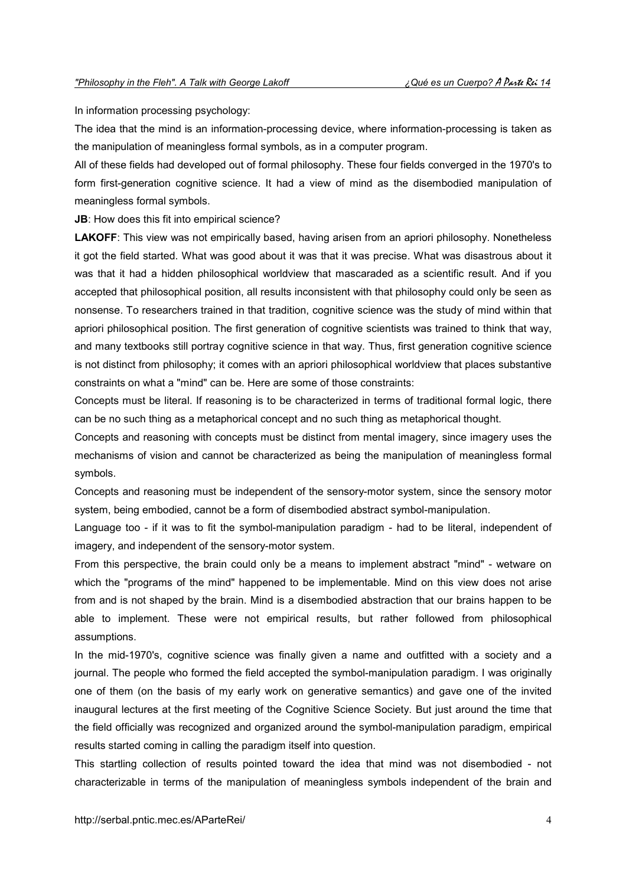In information processing psychology:

The idea that the mind is an information-processing device, where information-processing is taken as the manipulation of meaningless formal symbols, as in a computer program.

All of these fields had developed out of formal philosophy. These four fields converged in the 1970's to form first-generation cognitive science. It had a view of mind as the disembodied manipulation of meaningless formal symbols.

**JB**: How does this fit into empirical science?

**LAKOFF**: This view was not empirically based, having arisen from an apriori philosophy. Nonetheless it got the field started. What was good about it was that it was precise. What was disastrous about it was that it had a hidden philosophical worldview that mascaraded as a scientific result. And if you accepted that philosophical position, all results inconsistent with that philosophy could only be seen as nonsense. To researchers trained in that tradition, cognitive science was the study of mind within that apriori philosophical position. The first generation of cognitive scientists was trained to think that way, and many textbooks still portray cognitive science in that way. Thus, first generation cognitive science is not distinct from philosophy; it comes with an apriori philosophical worldview that places substantive constraints on what a "mind" can be. Here are some of those constraints:

Concepts must be literal. If reasoning is to be characterized in terms of traditional formal logic, there can be no such thing as a metaphorical concept and no such thing as metaphorical thought.

Concepts and reasoning with concepts must be distinct from mental imagery, since imagery uses the mechanisms of vision and cannot be characterized as being the manipulation of meaningless formal symbols.

Concepts and reasoning must be independent of the sensory-motor system, since the sensory motor system, being embodied, cannot be a form of disembodied abstract symbol-manipulation.

Language too - if it was to fit the symbol-manipulation paradigm - had to be literal, independent of imagery, and independent of the sensory-motor system.

From this perspective, the brain could only be a means to implement abstract "mind" - wetware on which the "programs of the mind" happened to be implementable. Mind on this view does not arise from and is not shaped by the brain. Mind is a disembodied abstraction that our brains happen to be able to implement. These were not empirical results, but rather followed from philosophical assumptions.

In the mid-1970's, cognitive science was finally given a name and outfitted with a society and a journal. The people who formed the field accepted the symbol-manipulation paradigm. I was originally one of them (on the basis of my early work on generative semantics) and gave one of the invited inaugural lectures at the first meeting of the Cognitive Science Society. But just around the time that the field officially was recognized and organized around the symbol-manipulation paradigm, empirical results started coming in calling the paradigm itself into question.

This startling collection of results pointed toward the idea that mind was not disembodied - not characterizable in terms of the manipulation of meaningless symbols independent of the brain and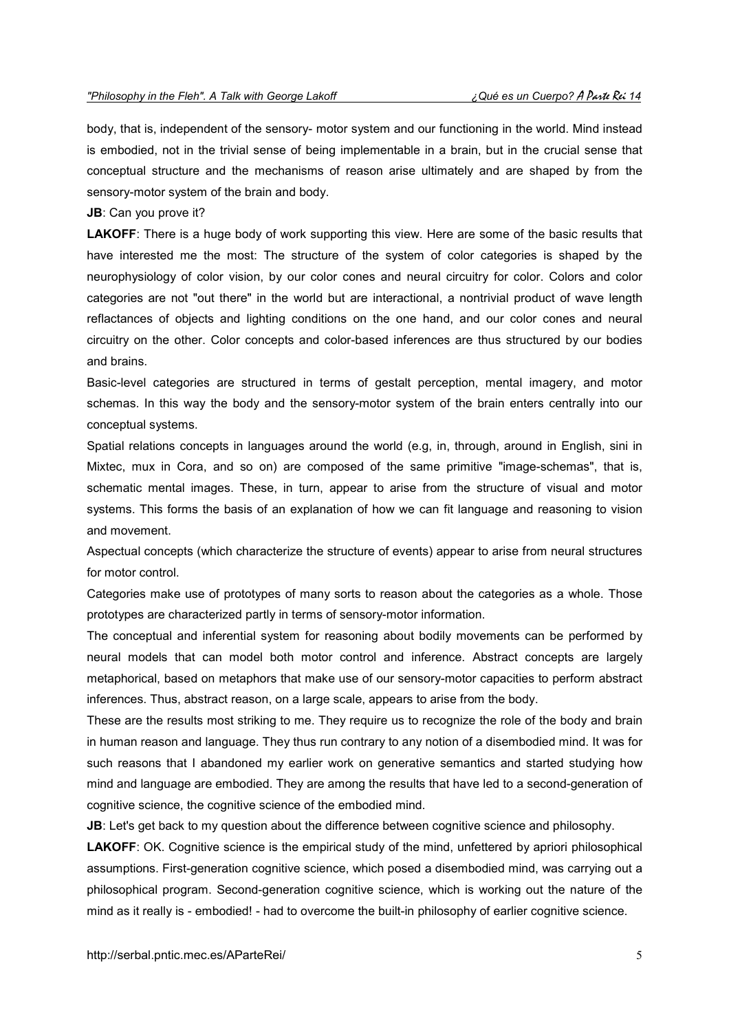body, that is, independent of the sensory- motor system and our functioning in the world. Mind instead is embodied, not in the trivial sense of being implementable in a brain, but in the crucial sense that conceptual structure and the mechanisms of reason arise ultimately and are shaped by from the sensory-motor system of the brain and body.

**JB**: Can you prove it?

**LAKOFF**: There is a huge body of work supporting this view. Here are some of the basic results that have interested me the most: The structure of the system of color categories is shaped by the neurophysiology of color vision, by our color cones and neural circuitry for color. Colors and color categories are not "out there" in the world but are interactional, a nontrivial product of wave length reflactances of objects and lighting conditions on the one hand, and our color cones and neural circuitry on the other. Color concepts and color-based inferences are thus structured by our bodies and brains.

Basic-level categories are structured in terms of gestalt perception, mental imagery, and motor schemas. In this way the body and the sensory-motor system of the brain enters centrally into our conceptual systems.

Spatial relations concepts in languages around the world (e.g, in, through, around in English, sini in Mixtec, mux in Cora, and so on) are composed of the same primitive "image-schemas", that is, schematic mental images. These, in turn, appear to arise from the structure of visual and motor systems. This forms the basis of an explanation of how we can fit language and reasoning to vision and movement.

Aspectual concepts (which characterize the structure of events) appear to arise from neural structures for motor control.

Categories make use of prototypes of many sorts to reason about the categories as a whole. Those prototypes are characterized partly in terms of sensory-motor information.

The conceptual and inferential system for reasoning about bodily movements can be performed by neural models that can model both motor control and inference. Abstract concepts are largely metaphorical, based on metaphors that make use of our sensory-motor capacities to perform abstract inferences. Thus, abstract reason, on a large scale, appears to arise from the body.

These are the results most striking to me. They require us to recognize the role of the body and brain in human reason and language. They thus run contrary to any notion of a disembodied mind. It was for such reasons that I abandoned my earlier work on generative semantics and started studying how mind and language are embodied. They are among the results that have led to a second-generation of cognitive science, the cognitive science of the embodied mind.

**JB**: Let's get back to my question about the difference between cognitive science and philosophy.

**LAKOFF**: OK. Cognitive science is the empirical study of the mind, unfettered by apriori philosophical assumptions. First-generation cognitive science, which posed a disembodied mind, was carrying out a philosophical program. Second-generation cognitive science, which is working out the nature of the mind as it really is - embodied! - had to overcome the built-in philosophy of earlier cognitive science.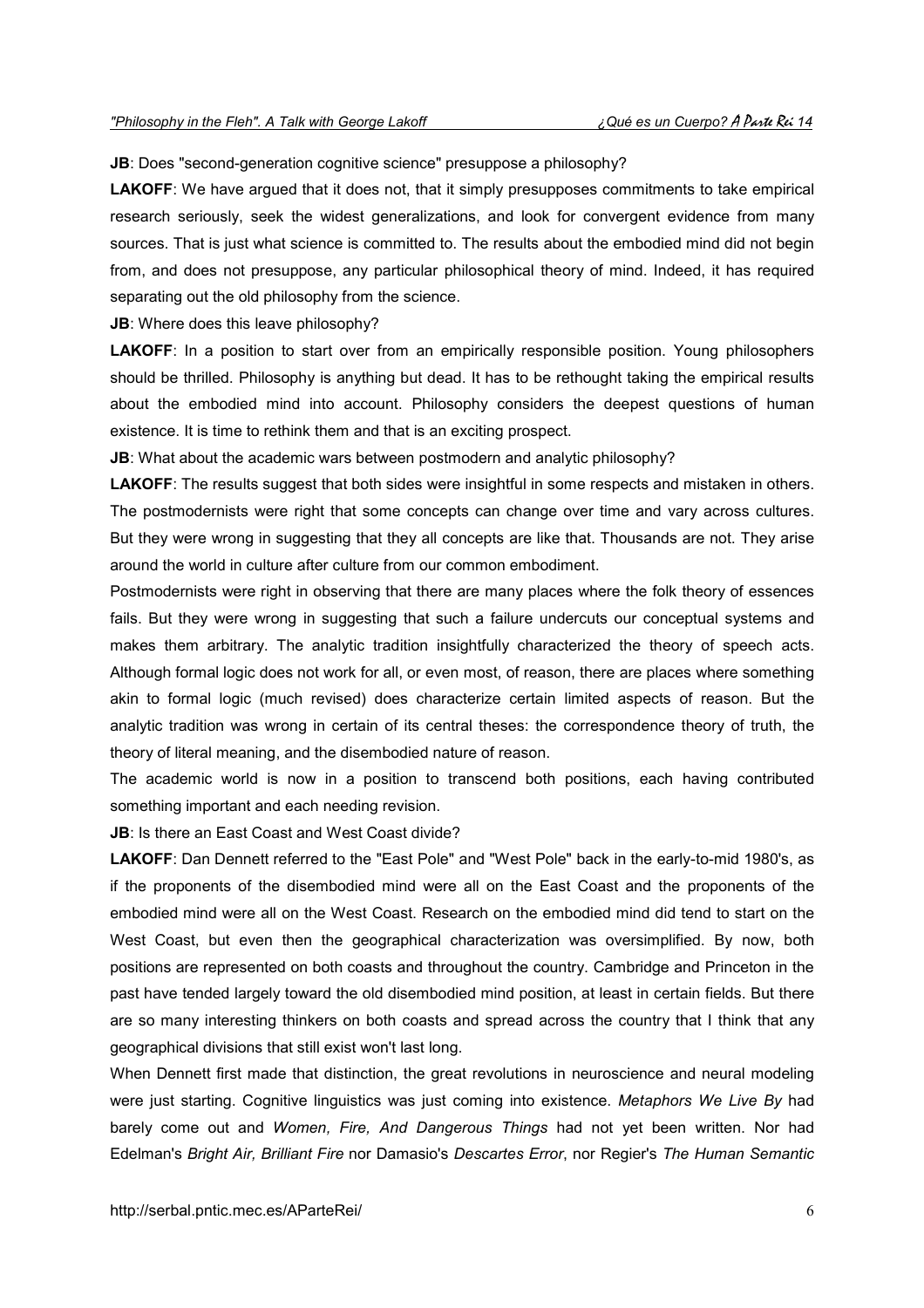**JB**: Does "second-generation cognitive science" presuppose a philosophy?

**LAKOFF**: We have argued that it does not, that it simply presupposes commitments to take empirical research seriously, seek the widest generalizations, and look for convergent evidence from many sources. That is just what science is committed to. The results about the embodied mind did not begin from, and does not presuppose, any particular philosophical theory of mind. Indeed, it has required separating out the old philosophy from the science.

**JB**: Where does this leave philosophy?

**LAKOFF**: In a position to start over from an empirically responsible position. Young philosophers should be thrilled. Philosophy is anything but dead. It has to be rethought taking the empirical results about the embodied mind into account. Philosophy considers the deepest questions of human existence. It is time to rethink them and that is an exciting prospect.

**JB**: What about the academic wars between postmodern and analytic philosophy?

**LAKOFF**: The results suggest that both sides were insightful in some respects and mistaken in others. The postmodernists were right that some concepts can change over time and vary across cultures. But they were wrong in suggesting that they all concepts are like that. Thousands are not. They arise around the world in culture after culture from our common embodiment.

Postmodernists were right in observing that there are many places where the folk theory of essences fails. But they were wrong in suggesting that such a failure undercuts our conceptual systems and makes them arbitrary. The analytic tradition insightfully characterized the theory of speech acts. Although formal logic does not work for all, or even most, of reason, there are places where something akin to formal logic (much revised) does characterize certain limited aspects of reason. But the analytic tradition was wrong in certain of its central theses: the correspondence theory of truth, the theory of literal meaning, and the disembodied nature of reason.

The academic world is now in a position to transcend both positions, each having contributed something important and each needing revision.

**JB**: Is there an East Coast and West Coast divide?

**LAKOFF**: Dan Dennett referred to the "East Pole" and "West Pole" back in the early-to-mid 1980's, as if the proponents of the disembodied mind were all on the East Coast and the proponents of the embodied mind were all on the West Coast. Research on the embodied mind did tend to start on the West Coast, but even then the geographical characterization was oversimplified. By now, both positions are represented on both coasts and throughout the country. Cambridge and Princeton in the past have tended largely toward the old disembodied mind position, at least in certain fields. But there are so many interesting thinkers on both coasts and spread across the country that I think that any geographical divisions that still exist won't last long.

When Dennett first made that distinction, the great revolutions in neuroscience and neural modeling were just starting. Cognitive linguistics was just coming into existence. *Metaphors We Live By* had barely come out and *Women, Fire, And Dangerous Things* had not yet been written. Nor had Edelman's *Bright Air, Brilliant Fire* nor Damasio's *Descartes Error*, nor Regier's *The Human Semantic*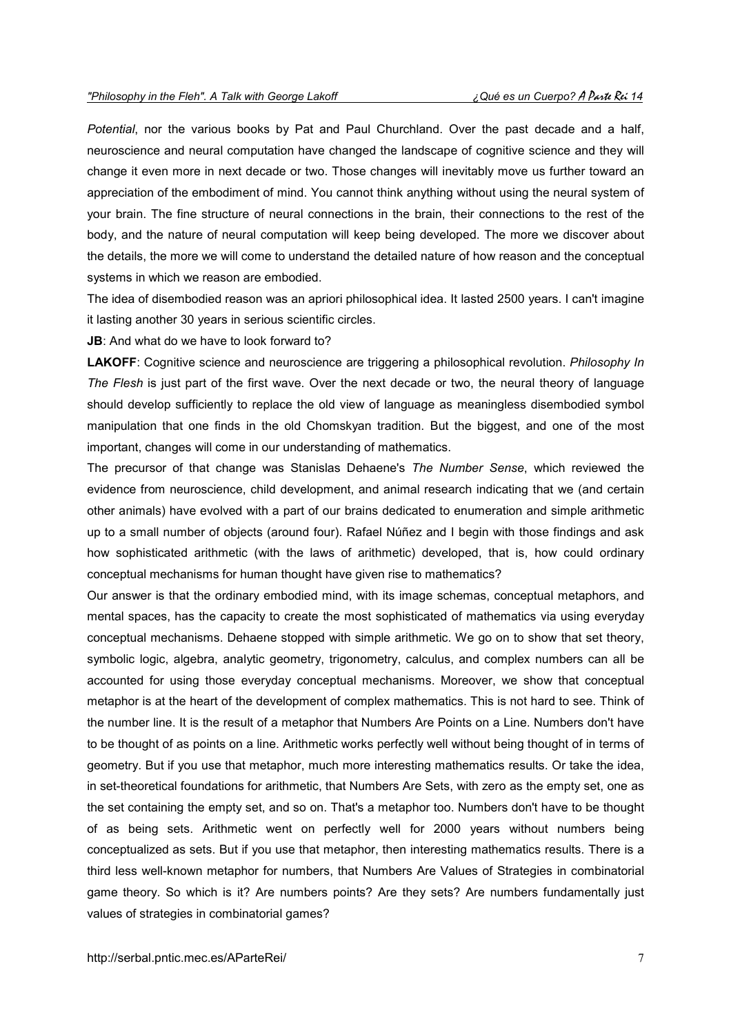*Potential*, nor the various books by Pat and Paul Churchland. Over the past decade and a half, neuroscience and neural computation have changed the landscape of cognitive science and they will change it even more in next decade or two. Those changes will inevitably move us further toward an appreciation of the embodiment of mind. You cannot think anything without using the neural system of your brain. The fine structure of neural connections in the brain, their connections to the rest of the body, and the nature of neural computation will keep being developed. The more we discover about the details, the more we will come to understand the detailed nature of how reason and the conceptual systems in which we reason are embodied.

The idea of disembodied reason was an apriori philosophical idea. It lasted 2500 years. I can't imagine it lasting another 30 years in serious scientific circles.

**JB**: And what do we have to look forward to?

**LAKOFF**: Cognitive science and neuroscience are triggering a philosophical revolution. *Philosophy In The Flesh* is just part of the first wave. Over the next decade or two, the neural theory of language should develop sufficiently to replace the old view of language as meaningless disembodied symbol manipulation that one finds in the old Chomskyan tradition. But the biggest, and one of the most important, changes will come in our understanding of mathematics.

The precursor of that change was Stanislas Dehaene's *The Number Sense*, which reviewed the evidence from neuroscience, child development, and animal research indicating that we (and certain other animals) have evolved with a part of our brains dedicated to enumeration and simple arithmetic up to a small number of objects (around four). Rafael Núñez and I begin with those findings and ask how sophisticated arithmetic (with the laws of arithmetic) developed, that is, how could ordinary conceptual mechanisms for human thought have given rise to mathematics?

Our answer is that the ordinary embodied mind, with its image schemas, conceptual metaphors, and mental spaces, has the capacity to create the most sophisticated of mathematics via using everyday conceptual mechanisms. Dehaene stopped with simple arithmetic. We go on to show that set theory, symbolic logic, algebra, analytic geometry, trigonometry, calculus, and complex numbers can all be accounted for using those everyday conceptual mechanisms. Moreover, we show that conceptual metaphor is at the heart of the development of complex mathematics. This is not hard to see. Think of the number line. It is the result of a metaphor that Numbers Are Points on a Line. Numbers don't have to be thought of as points on a line. Arithmetic works perfectly well without being thought of in terms of geometry. But if you use that metaphor, much more interesting mathematics results. Or take the idea, in set-theoretical foundations for arithmetic, that Numbers Are Sets, with zero as the empty set, one as the set containing the empty set, and so on. That's a metaphor too. Numbers don't have to be thought of as being sets. Arithmetic went on perfectly well for 2000 years without numbers being conceptualized as sets. But if you use that metaphor, then interesting mathematics results. There is a third less well-known metaphor for numbers, that Numbers Are Values of Strategies in combinatorial game theory. So which is it? Are numbers points? Are they sets? Are numbers fundamentally just values of strategies in combinatorial games?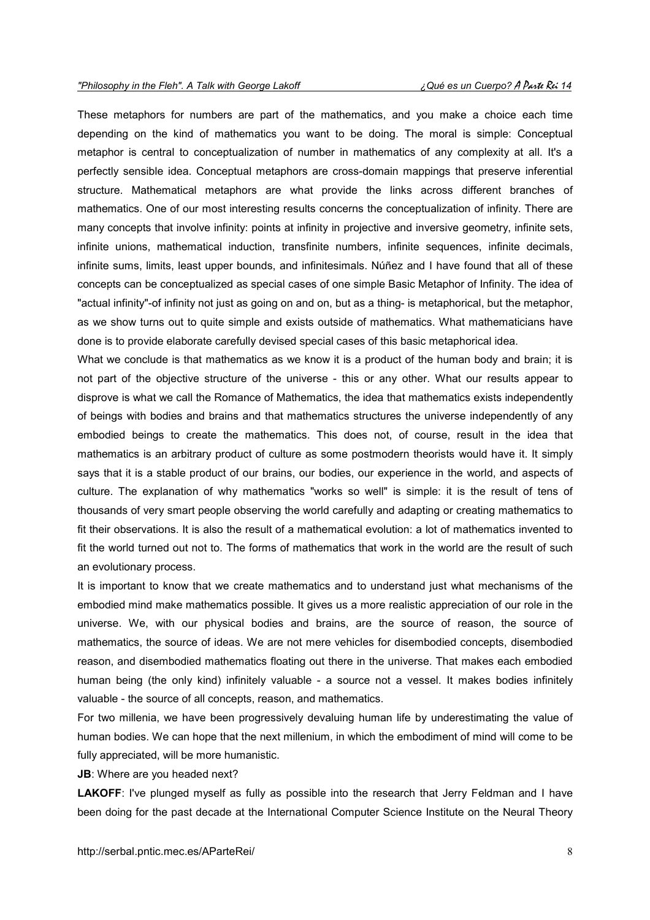These metaphors for numbers are part of the mathematics, and you make a choice each time depending on the kind of mathematics you want to be doing. The moral is simple: Conceptual metaphor is central to conceptualization of number in mathematics of any complexity at all. It's a perfectly sensible idea. Conceptual metaphors are cross-domain mappings that preserve inferential structure. Mathematical metaphors are what provide the links across different branches of mathematics. One of our most interesting results concerns the conceptualization of infinity. There are many concepts that involve infinity: points at infinity in projective and inversive geometry, infinite sets, infinite unions, mathematical induction, transfinite numbers, infinite sequences, infinite decimals, infinite sums, limits, least upper bounds, and infinitesimals. Núñez and I have found that all of these concepts can be conceptualized as special cases of one simple Basic Metaphor of Infinity. The idea of "actual infinity"-of infinity not just as going on and on, but as a thing- is metaphorical, but the metaphor, as we show turns out to quite simple and exists outside of mathematics. What mathematicians have done is to provide elaborate carefully devised special cases of this basic metaphorical idea.

What we conclude is that mathematics as we know it is a product of the human body and brain; it is not part of the objective structure of the universe - this or any other. What our results appear to disprove is what we call the Romance of Mathematics, the idea that mathematics exists independently of beings with bodies and brains and that mathematics structures the universe independently of any embodied beings to create the mathematics. This does not, of course, result in the idea that mathematics is an arbitrary product of culture as some postmodern theorists would have it. It simply says that it is a stable product of our brains, our bodies, our experience in the world, and aspects of culture. The explanation of why mathematics "works so well" is simple: it is the result of tens of thousands of very smart people observing the world carefully and adapting or creating mathematics to fit their observations. It is also the result of a mathematical evolution: a lot of mathematics invented to fit the world turned out not to. The forms of mathematics that work in the world are the result of such an evolutionary process.

It is important to know that we create mathematics and to understand just what mechanisms of the embodied mind make mathematics possible. It gives us a more realistic appreciation of our role in the universe. We, with our physical bodies and brains, are the source of reason, the source of mathematics, the source of ideas. We are not mere vehicles for disembodied concepts, disembodied reason, and disembodied mathematics floating out there in the universe. That makes each embodied human being (the only kind) infinitely valuable - a source not a vessel. It makes bodies infinitely valuable - the source of all concepts, reason, and mathematics.

For two millenia, we have been progressively devaluing human life by underestimating the value of human bodies. We can hope that the next millenium, in which the embodiment of mind will come to be fully appreciated, will be more humanistic.

**JB**: Where are you headed next?

**LAKOFF**: I've plunged myself as fully as possible into the research that Jerry Feldman and I have been doing for the past decade at the International Computer Science Institute on the Neural Theory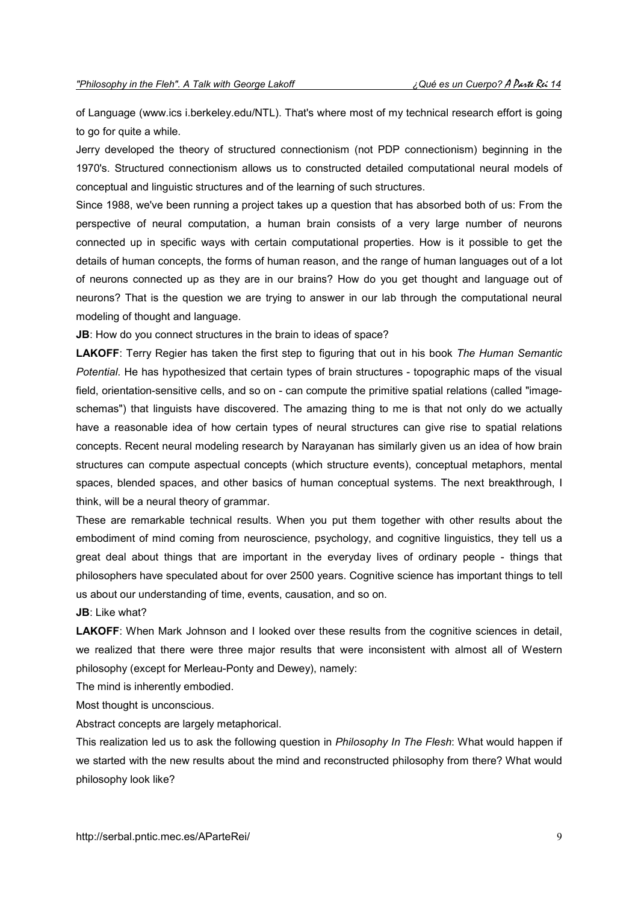of Language (www.ics i.berkeley.edu/NTL). That's where most of my technical research effort is going to go for quite a while.

Jerry developed the theory of structured connectionism (not PDP connectionism) beginning in the 1970's. Structured connectionism allows us to constructed detailed computational neural models of conceptual and linguistic structures and of the learning of such structures.

Since 1988, we've been running a project takes up a question that has absorbed both of us: From the perspective of neural computation, a human brain consists of a very large number of neurons connected up in specific ways with certain computational properties. How is it possible to get the details of human concepts, the forms of human reason, and the range of human languages out of a lot of neurons connected up as they are in our brains? How do you get thought and language out of neurons? That is the question we are trying to answer in our lab through the computational neural modeling of thought and language.

**JB**: How do you connect structures in the brain to ideas of space?

**LAKOFF**: Terry Regier has taken the first step to figuring that out in his book *The Human Semantic Potential*. He has hypothesized that certain types of brain structures - topographic maps of the visual field, orientation-sensitive cells, and so on - can compute the primitive spatial relations (called "image-schemas") that linguists have discovered. The amazing thing to me is that not only do we actually have a reasonable idea of how certain types of neural structures can give rise to spatial relations concepts. Recent neural modeling research by Narayanan has similarly given us an idea of how brain structures can compute aspectual concepts (which structure events), conceptual metaphors, mental spaces, blended spaces, and other basics of human conceptual systems. The next breakthrough, I think, will be a neural theory of grammar.

These are remarkable technical results. When you put them together with other results about the embodiment of mind coming from neuroscience, psychology, and cognitive linguistics, they tell us a great deal about things that are important in the everyday lives of ordinary people - things that philosophers have speculated about for over 2500 years. Cognitive science has important things to tell us about our understanding of time, events, causation, and so on.

**JB**: Like what?

**LAKOFF**: When Mark Johnson and I looked over these results from the cognitive sciences in detail, we realized that there were three major results that were inconsistent with almost all of Western philosophy (except for Merleau-Ponty and Dewey), namely:

The mind is inherently embodied.

Most thought is unconscious.

Abstract concepts are largely metaphorical.

This realization led us to ask the following question in *Philosophy In The Flesh*: What would happen if we started with the new results about the mind and reconstructed philosophy from there? What would philosophy look like?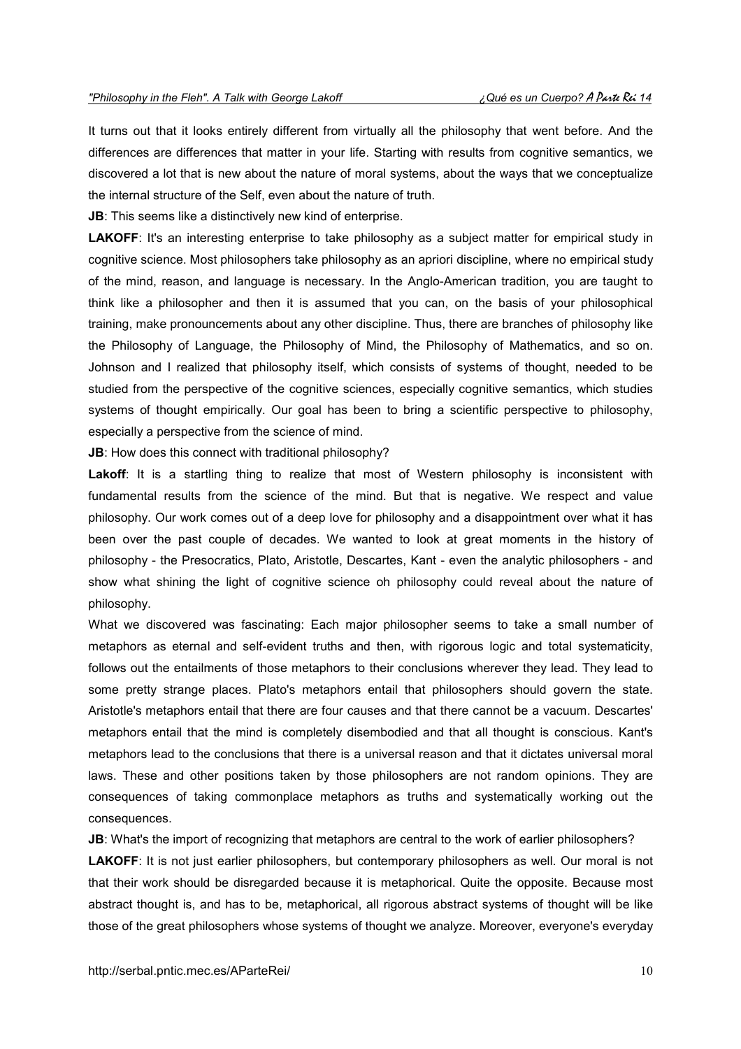It turns out that it looks entirely different from virtually all the philosophy that went before. And the differences are differences that matter in your life. Starting with results from cognitive semantics, we discovered a lot that is new about the nature of moral systems, about the ways that we conceptualize the internal structure of the Self, even about the nature of truth.

**JB**: This seems like a distinctively new kind of enterprise.

**LAKOFF**: It's an interesting enterprise to take philosophy as a subject matter for empirical study in cognitive science. Most philosophers take philosophy as an apriori discipline, where no empirical study of the mind, reason, and language is necessary. In the Anglo-American tradition, you are taught to think like a philosopher and then it is assumed that you can, on the basis of your philosophical training, make pronouncements about any other discipline. Thus, there are branches of philosophy like the Philosophy of Language, the Philosophy of Mind, the Philosophy of Mathematics, and so on. Johnson and I realized that philosophy itself, which consists of systems of thought, needed to be studied from the perspective of the cognitive sciences, especially cognitive semantics, which studies systems of thought empirically. Our goal has been to bring a scientific perspective to philosophy, especially a perspective from the science of mind.

**JB**: How does this connect with traditional philosophy?

**Lakoff**: It is a startling thing to realize that most of Western philosophy is inconsistent with fundamental results from the science of the mind. But that is negative. We respect and value philosophy. Our work comes out of a deep love for philosophy and a disappointment over what it has been over the past couple of decades. We wanted to look at great moments in the history of philosophy - the Presocratics, Plato, Aristotle, Descartes, Kant - even the analytic philosophers - and show what shining the light of cognitive science oh philosophy could reveal about the nature of philosophy.

What we discovered was fascinating: Each major philosopher seems to take a small number of metaphors as eternal and self-evident truths and then, with rigorous logic and total systematicity, follows out the entailments of those metaphors to their conclusions wherever they lead. They lead to some pretty strange places. Plato's metaphors entail that philosophers should govern the state. Aristotle's metaphors entail that there are four causes and that there cannot be a vacuum. Descartes' metaphors entail that the mind is completely disembodied and that all thought is conscious. Kant's metaphors lead to the conclusions that there is a universal reason and that it dictates universal moral laws. These and other positions taken by those philosophers are not random opinions. They are consequences of taking commonplace metaphors as truths and systematically working out the consequences.

**JB**: What's the import of recognizing that metaphors are central to the work of earlier philosophers?

**LAKOFF**: It is not just earlier philosophers, but contemporary philosophers as well. Our moral is not that their work should be disregarded because it is metaphorical. Quite the opposite. Because most abstract thought is, and has to be, metaphorical, all rigorous abstract systems of thought will be like those of the great philosophers whose systems of thought we analyze. Moreover, everyone's everyday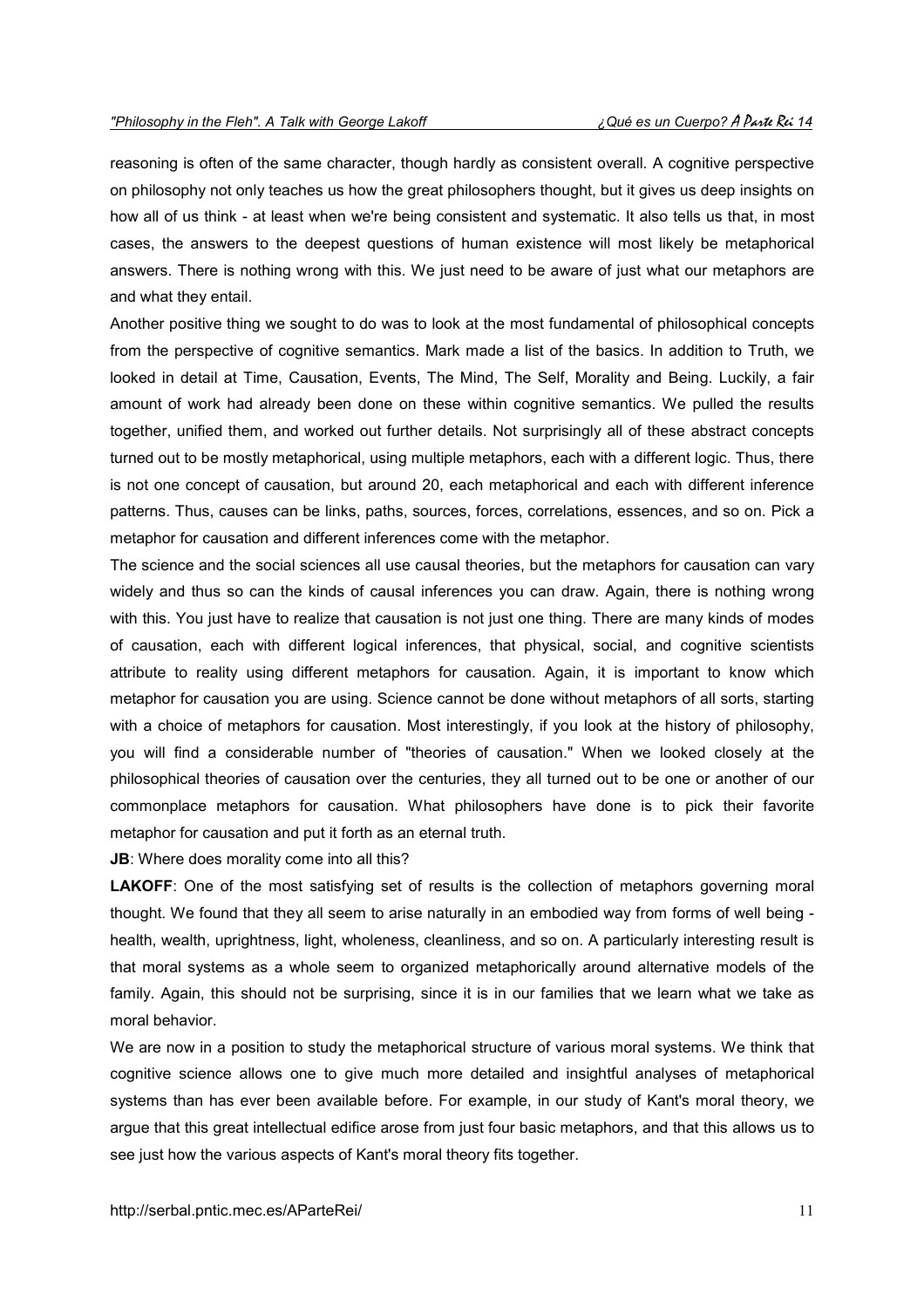reasoning is often of the same character, though hardly as consistent overall. A cognitive perspective on philosophy not only teaches us how the great philosophers thought, but it gives us deep insights on how all of us think - at least when we're being consistent and systematic. It also tells us that, in most cases, the answers to the deepest questions of human existence will most likely be metaphorical answers. There is nothing wrong with this. We just need to be aware of just what our metaphors are and what they entail.

Another positive thing we sought to do was to look at the most fundamental of philosophical concepts from the perspective of cognitive semantics. Mark made a list of the basics. In addition to Truth, we looked in detail at Time, Causation, Events, The Mind, The Self, Morality and Being. Luckily, a fair amount of work had already been done on these within cognitive semantics. We pulled the results together, unified them, and worked out further details. Not surprisingly all of these abstract concepts turned out to be mostly metaphorical, using multiple metaphors, each with a different logic. Thus, there is not one concept of causation, but around 20, each metaphorical and each with different inference patterns. Thus, causes can be links, paths, sources, forces, correlations, essences, and so on. Pick a metaphor for causation and different inferences come with the metaphor.

The science and the social sciences all use causal theories, but the metaphors for causation can vary widely and thus so can the kinds of causal inferences you can draw. Again, there is nothing wrong with this. You just have to realize that causation is not just one thing. There are many kinds of modes of causation, each with different logical inferences, that physical, social, and cognitive scientists attribute to reality using different metaphors for causation. Again, it is important to know which metaphor for causation you are using. Science cannot be done without metaphors of all sorts, starting with a choice of metaphors for causation. Most interestingly, if you look at the history of philosophy, you will find a considerable number of "theories of causation." When we looked closely at the philosophical theories of causation over the centuries, they all turned out to be one or another of our commonplace metaphors for causation. What philosophers have done is to pick their favorite metaphor for causation and put it forth as an eternal truth.

**JB**: Where does morality come into all this?

**LAKOFF**: One of the most satisfying set of results is the collection of metaphors governing moral thought. We found that they all seem to arise naturally in an embodied way from forms of well being - health, wealth, uprightness, light, wholeness, cleanliness, and so on. A particularly interesting result is that moral systems as a whole seem to organized metaphorically around alternative models of the family. Again, this should not be surprising, since it is in our families that we learn what we take as moral behavior.

We are now in a position to study the metaphorical structure of various moral systems. We think that cognitive science allows one to give much more detailed and insightful analyses of metaphorical systems than has ever been available before. For example, in our study of Kant's moral theory, we argue that this great intellectual edifice arose from just four basic metaphors, and that this allows us to see just how the various aspects of Kant's moral theory fits together.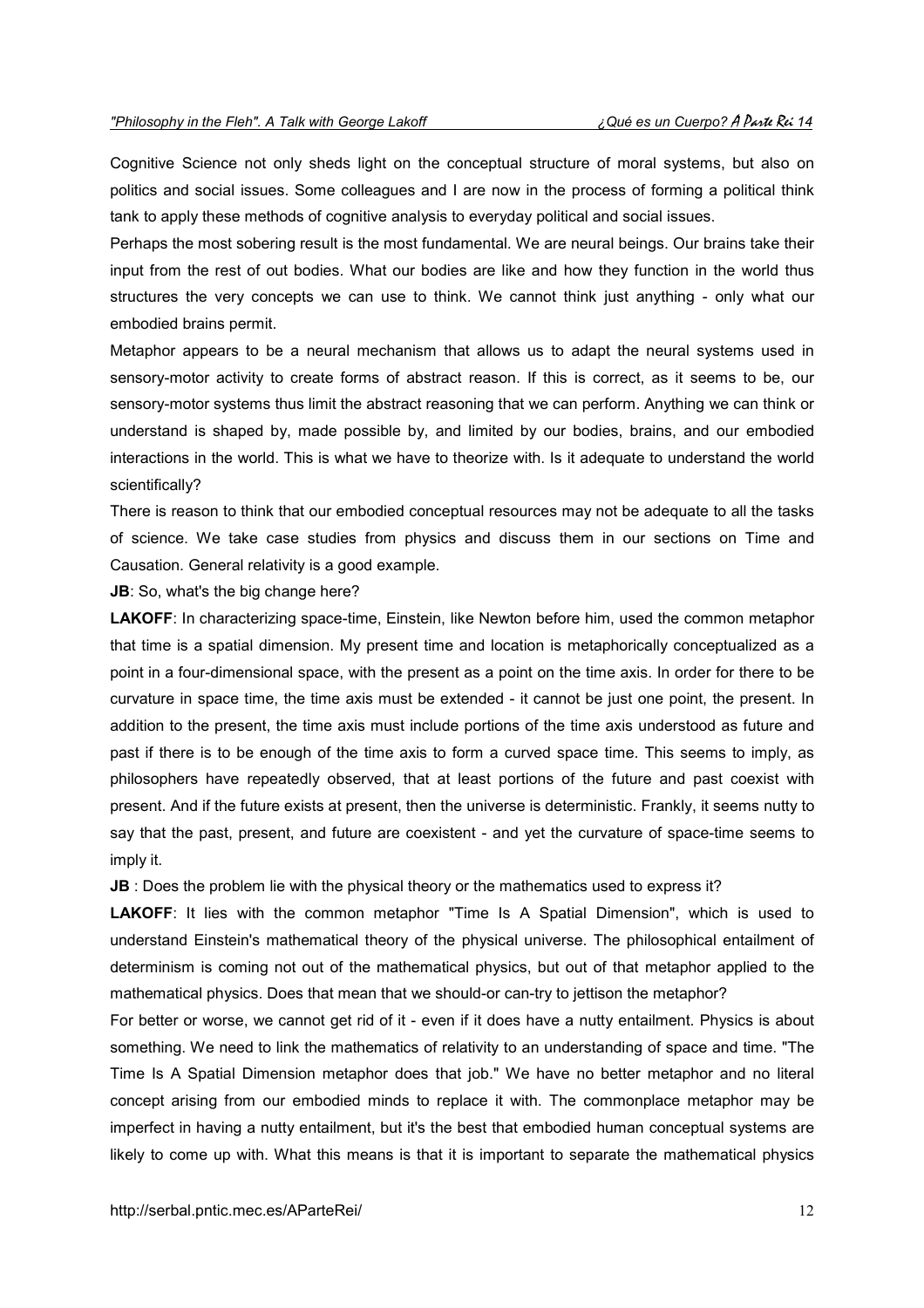Cognitive Science not only sheds light on the conceptual structure of moral systems, but also on politics and social issues. Some colleagues and I are now in the process of forming a political think tank to apply these methods of cognitive analysis to everyday political and social issues.

Perhaps the most sobering result is the most fundamental. We are neural beings. Our brains take their input from the rest of out bodies. What our bodies are like and how they function in the world thus structures the very concepts we can use to think. We cannot think just anything - only what our embodied brains permit.

Metaphor appears to be a neural mechanism that allows us to adapt the neural systems used in sensory-motor activity to create forms of abstract reason. If this is correct, as it seems to be, our sensory-motor systems thus limit the abstract reasoning that we can perform. Anything we can think or understand is shaped by, made possible by, and limited by our bodies, brains, and our embodied interactions in the world. This is what we have to theorize with. Is it adequate to understand the world scientifically?

There is reason to think that our embodied conceptual resources may not be adequate to all the tasks of science. We take case studies from physics and discuss them in our sections on Time and Causation. General relativity is a good example.

**JB**: So, what's the big change here?

**LAKOFF**: In characterizing space-time, Einstein, like Newton before him, used the common metaphor that time is a spatial dimension. My present time and location is metaphorically conceptualized as a point in a four-dimensional space, with the present as a point on the time axis. In order for there to be curvature in space time, the time axis must be extended - it cannot be just one point, the present. In addition to the present, the time axis must include portions of the time axis understood as future and past if there is to be enough of the time axis to form a curved space time. This seems to imply, as philosophers have repeatedly observed, that at least portions of the future and past coexist with present. And if the future exists at present, then the universe is deterministic. Frankly, it seems nutty to say that the past, present, and future are coexistent - and yet the curvature of space-time seems to imply it.

**JB** : Does the problem lie with the physical theory or the mathematics used to express it?

**LAKOFF**: It lies with the common metaphor "Time Is A Spatial Dimension", which is used to understand Einstein's mathematical theory of the physical universe. The philosophical entailment of determinism is coming not out of the mathematical physics, but out of that metaphor applied to the mathematical physics. Does that mean that we should-or can-try to jettison the metaphor?

For better or worse, we cannot get rid of it - even if it does have a nutty entailment. Physics is about something. We need to link the mathematics of relativity to an understanding of space and time. "The Time Is A Spatial Dimension metaphor does that job." We have no better metaphor and no literal concept arising from our embodied minds to replace it with. The commonplace metaphor may be imperfect in having a nutty entailment, but it's the best that embodied human conceptual systems are likely to come up with. What this means is that it is important to separate the mathematical physics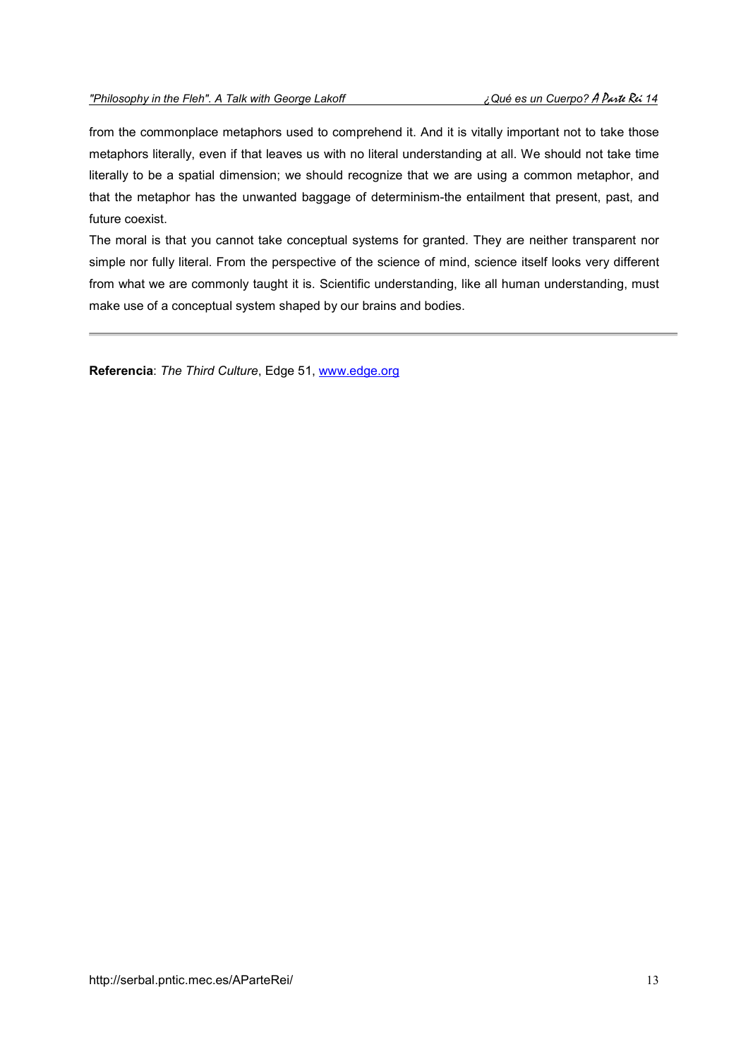from the commonplace metaphors used to comprehend it. And it is vitally important not to take those metaphors literally, even if that leaves us with no literal understanding at all. We should not take time literally to be a spatial dimension; we should recognize that we are using a common metaphor, and that the metaphor has the unwanted baggage of determinism-the entailment that present, past, and future coexist.

The moral is that you cannot take conceptual systems for granted. They are neither transparent nor simple nor fully literal. From the perspective of the science of mind, science itself looks very different from what we are commonly taught it is. Scientific understanding, like all human understanding, must make use of a conceptual system shaped by our brains and bodies.

---

**Referencia**: *The Third Culture*, Edge 51, www.edge.org